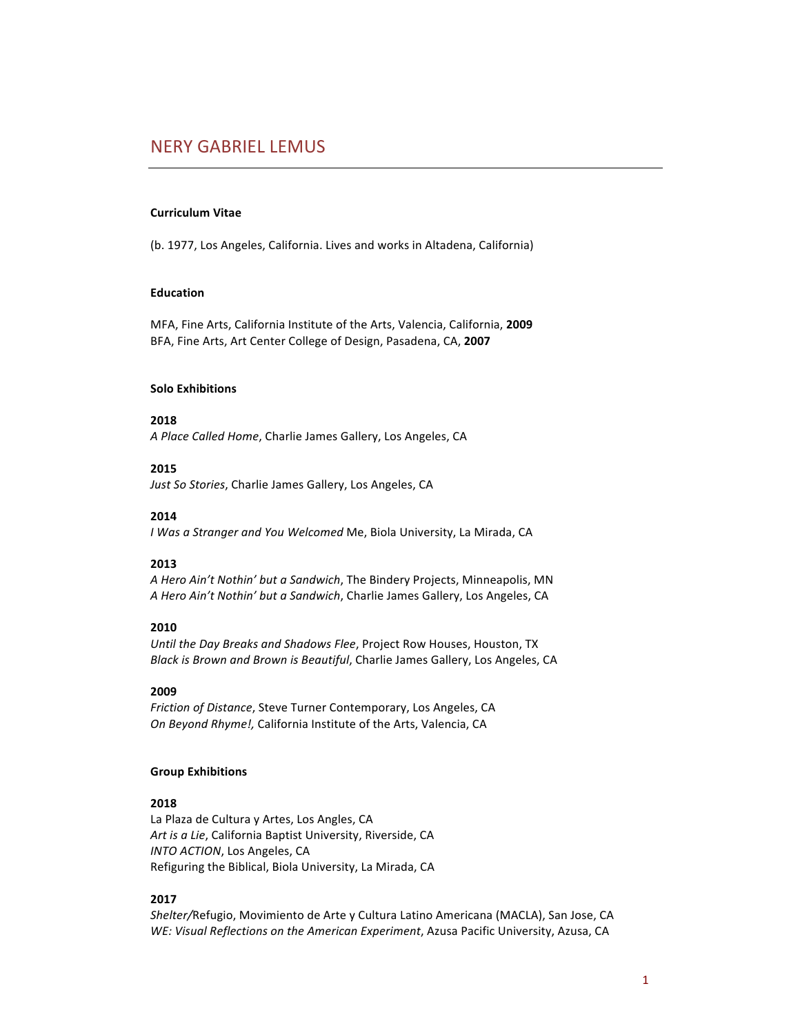# NERY GABRIEL LEMUS

**Curriculum Vitae**

(b. 1977, Los Angeles, California. Lives and works in Altadena, California)

**Education**

MFA, Fine Arts, California Institute of the Arts, Valencia, California, **2009**
BFA, Fine Arts, Art Center College of Design, Pasadena, CA, **2007**

**Solo Exhibitions**

**2018**
*A Place Called Home*, Charlie James Gallery, Los Angeles, CA

**2015**
*Just So Stories*, Charlie James Gallery, Los Angeles, CA

**2014**
*I Was a Stranger and You Welcomed* Me, Biola University, La Mirada, CA

**2013**
*A Hero Ain't Nothin' but a Sandwich*, The Bindery Projects, Minneapolis, MN
*A Hero Ain't Nothin' but a Sandwich*, Charlie James Gallery, Los Angeles, CA

**2010**
*Until the Day Breaks and Shadows Flee*, Project Row Houses, Houston, TX
*Black is Brown and Brown is Beautiful*, Charlie James Gallery, Los Angeles, CA

**2009**
*Friction of Distance*, Steve Turner Contemporary, Los Angeles, CA
*On Beyond Rhyme!,* California Institute of the Arts, Valencia, CA

**Group Exhibitions**

**2018**
La Plaza de Cultura y Artes, Los Angles, CA
*Art is a Lie*, California Baptist University, Riverside, CA
*INTO ACTION*, Los Angeles, CA
Refiguring the Biblical, Biola University, La Mirada, CA

**2017**
*Shelter/*Refugio, Movimiento de Arte y Cultura Latino Americana (MACLA), San Jose, CA
*WE: Visual Reflections on the American Experiment*, Azusa Pacific University, Azusa, CA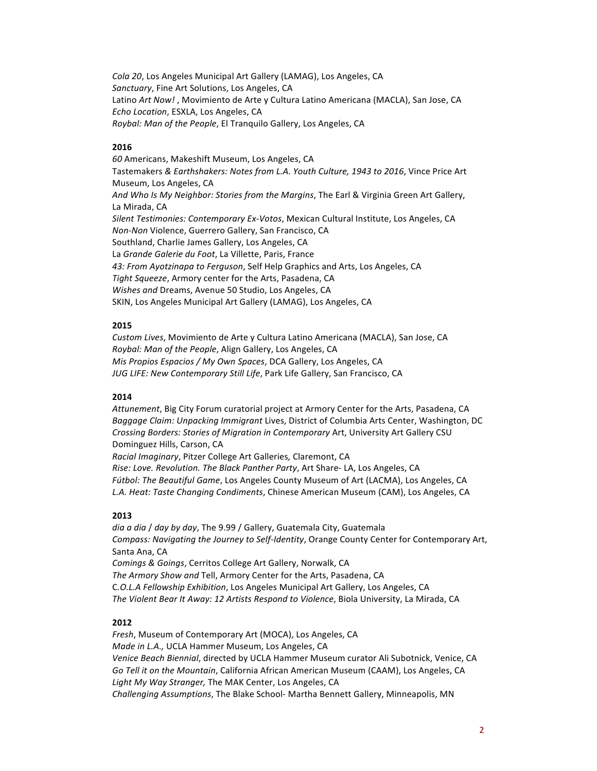*Cola 20*, Los Angeles Municipal Art Gallery (LAMAG), Los Angeles, CA
*Sanctuary*, Fine Art Solutions, Los Angeles, CA
Latino *Art Now!* , Movimiento de Arte y Cultura Latino Americana (MACLA), San Jose, CA
*Echo Location*, ESXLA, Los Angeles, CA
*Roybal: Man of the People*, El Tranquilo Gallery, Los Angeles, CA

**2016**
*60* Americans, Makeshift Museum, Los Angeles, CA
Tastemakers *& Earthshakers: Notes from L.A. Youth Culture, 1943 to 2016*, Vince Price Art Museum, Los Angeles, CA
*And Who Is My Neighbor: Stories from the Margins*, The Earl & Virginia Green Art Gallery, La Mirada, CA
*Silent Testimonies: Contemporary Ex-Votos*, Mexican Cultural Institute, Los Angeles, CA
*Non-Non* Violence, Guerrero Gallery, San Francisco, CA
Southland, Charlie James Gallery, Los Angeles, CA
La *Grande Galerie du Foot*, La Villette, Paris, France
*43: From Ayotzinapa to Ferguson*, Self Help Graphics and Arts, Los Angeles, CA
*Tight Squeeze*, Armory center for the Arts, Pasadena, CA
*Wishes and* Dreams, Avenue 50 Studio, Los Angeles, CA
SKIN, Los Angeles Municipal Art Gallery (LAMAG), Los Angeles, CA

**2015**
*Custom Lives*, Movimiento de Arte y Cultura Latino Americana (MACLA), San Jose, CA
*Roybal: Man of the People*, Align Gallery, Los Angeles, CA
*Mis Propios Espacios / My Own Spaces*, DCA Gallery, Los Angeles, CA
*JUG LIFE: New Contemporary Still Life*, Park Life Gallery, San Francisco, CA

**2014**
*Attunement*, Big City Forum curatorial project at Armory Center for the Arts, Pasadena, CA
*Baggage Claim: Unpacking Immigrant* Lives, District of Columbia Arts Center, Washington, DC
*Crossing Borders: Stories of Migration in Contemporary* Art, University Art Gallery CSU Dominguez Hills, Carson, CA
*Racial Imaginary*, Pitzer College Art Galleries*,* Claremont, CA
*Rise: Love. Revolution. The Black Panther Party*, Art Share- LA, Los Angeles, CA
*Fútbol: The Beautiful Game*, Los Angeles County Museum of Art (LACMA), Los Angeles, CA
*L.A. Heat: Taste Changing Condiments*, Chinese American Museum (CAM), Los Angeles, CA

**2013**
*dia a dia* / *day by day*, The 9.99 / Gallery, Guatemala City, Guatemala
*Compass: Navigating the Journey to Self-Identity*, Orange County Center for Contemporary Art, Santa Ana, CA
*Comings & Goings*, Cerritos College Art Gallery, Norwalk, CA
*The Armory Show and* Tell, Armory Center for the Arts, Pasadena, CA
C*.O.L.A Fellowship Exhibition*, Los Angeles Municipal Art Gallery, Los Angeles, CA
*The Violent Bear It Away: 12 Artists Respond to Violence*, Biola University, La Mirada, CA

**2012**
*Fresh*, Museum of Contemporary Art (MOCA), Los Angeles, CA
*Made in L.A.,* UCLA Hammer Museum, Los Angeles, CA
*Venice Beach Biennial*, directed by UCLA Hammer Museum curator Ali Subotnick, Venice, CA
*Go Tell it on the Mountain*, California African American Museum (CAAM), Los Angeles, CA
*Light My Way Stranger,* The MAK Center, Los Angeles, CA
*Challenging Assumptions*, The Blake School- Martha Bennett Gallery, Minneapolis, MN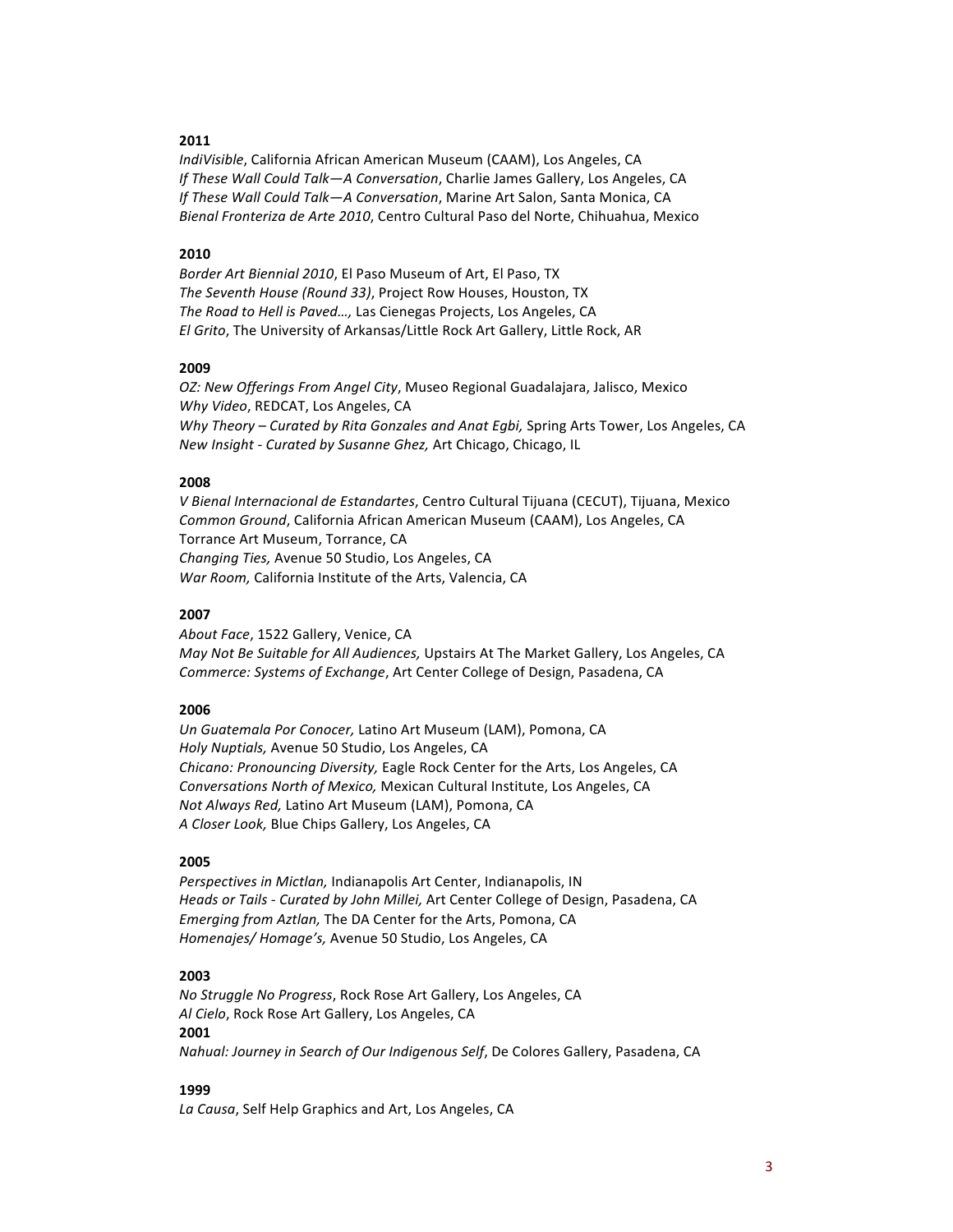**2011**

*IndiVisible*, California African American Museum (CAAM), Los Angeles, CA
*If These Wall Could Talk—A Conversation*, Charlie James Gallery, Los Angeles, CA
*If These Wall Could Talk—A Conversation*, Marine Art Salon, Santa Monica, CA
*Bienal Fronteriza de Arte 2010*, Centro Cultural Paso del Norte, Chihuahua, Mexico

**2010**

*Border Art Biennial 2010*, El Paso Museum of Art, El Paso, TX
*The Seventh House (Round 33)*, Project Row Houses, Houston, TX
*The Road to Hell is Paved…,* Las Cienegas Projects, Los Angeles, CA
*El Grito*, The University of Arkansas/Little Rock Art Gallery, Little Rock, AR

**2009**

*OZ: New Offerings From Angel City*, Museo Regional Guadalajara, Jalisco, Mexico
*Why Video*, REDCAT, Los Angeles, CA
*Why Theory – Curated by Rita Gonzales and Anat Egbi,* Spring Arts Tower, Los Angeles, CA
*New Insight - Curated by Susanne Ghez,* Art Chicago, Chicago, IL

**2008**

*V Bienal Internacional de Estandartes*, Centro Cultural Tijuana (CECUT), Tijuana, Mexico
*Common Ground*, California African American Museum (CAAM), Los Angeles, CA
Torrance Art Museum, Torrance, CA
*Changing Ties,* Avenue 50 Studio, Los Angeles, CA
*War Room,* California Institute of the Arts, Valencia, CA

**2007**

*About Face*, 1522 Gallery, Venice, CA
*May Not Be Suitable for All Audiences,* Upstairs At The Market Gallery, Los Angeles, CA
*Commerce: Systems of Exchange*, Art Center College of Design, Pasadena, CA

**2006**

*Un Guatemala Por Conocer,* Latino Art Museum (LAM), Pomona, CA
*Holy Nuptials,* Avenue 50 Studio, Los Angeles, CA
*Chicano: Pronouncing Diversity,* Eagle Rock Center for the Arts, Los Angeles, CA
*Conversations North of Mexico,* Mexican Cultural Institute, Los Angeles, CA
*Not Always Red,* Latino Art Museum (LAM), Pomona, CA
*A Closer Look,* Blue Chips Gallery, Los Angeles, CA

**2005**

*Perspectives in Mictlan,* Indianapolis Art Center, Indianapolis, IN
*Heads or Tails - Curated by John Millei,* Art Center College of Design, Pasadena, CA
*Emerging from Aztlan,* The DA Center for the Arts, Pomona, CA
*Homenajes/ Homage's,* Avenue 50 Studio, Los Angeles, CA

**2003**

*No Struggle No Progress*, Rock Rose Art Gallery, Los Angeles, CA
*Al Cielo*, Rock Rose Art Gallery, Los Angeles, CA

**2001**

*Nahual: Journey in Search of Our Indigenous Self*, De Colores Gallery, Pasadena, CA

**1999**

*La Causa*, Self Help Graphics and Art, Los Angeles, CA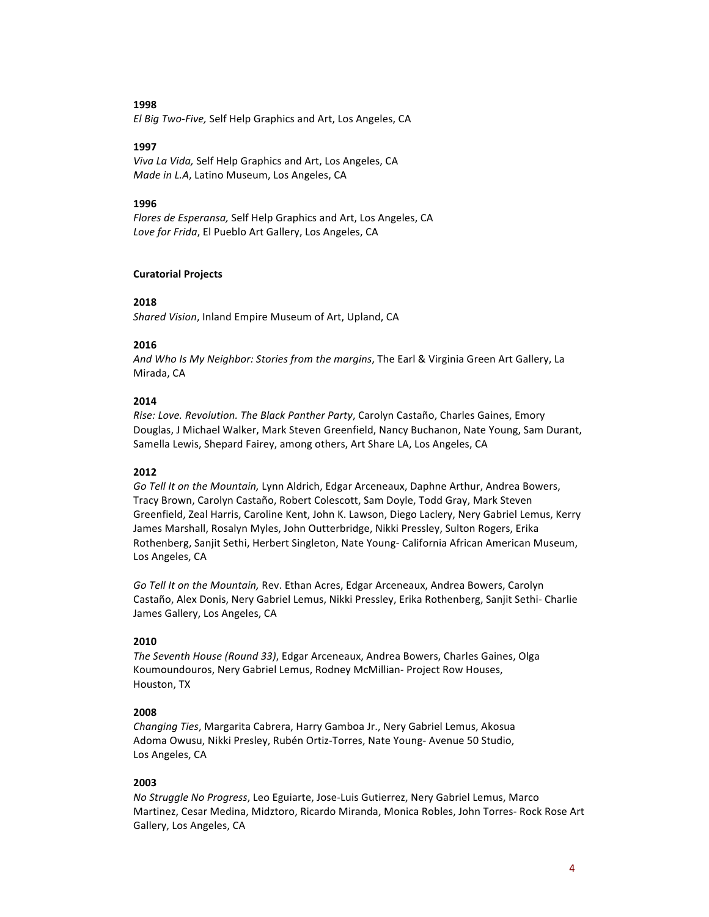**1998**
*El Big Two-Five,* Self Help Graphics and Art, Los Angeles, CA

**1997**
*Viva La Vida,* Self Help Graphics and Art, Los Angeles, CA
*Made in L.A*, Latino Museum, Los Angeles, CA

**1996**
*Flores de Esperansa,* Self Help Graphics and Art, Los Angeles, CA
*Love for Frida*, El Pueblo Art Gallery, Los Angeles, CA

**Curatorial Projects**

**2018**
*Shared Vision*, Inland Empire Museum of Art, Upland, CA

**2016**
*And Who Is My Neighbor: Stories from the margins*, The Earl & Virginia Green Art Gallery, La Mirada, CA

**2014**
*Rise: Love. Revolution. The Black Panther Party*, Carolyn Castaño, Charles Gaines, Emory Douglas, J Michael Walker, Mark Steven Greenfield, Nancy Buchanon, Nate Young, Sam Durant, Samella Lewis, Shepard Fairey, among others, Art Share LA, Los Angeles, CA

**2012**
*Go Tell It on the Mountain,* Lynn Aldrich, Edgar Arceneaux, Daphne Arthur, Andrea Bowers, Tracy Brown, Carolyn Castaño, Robert Colescott, Sam Doyle, Todd Gray, Mark Steven Greenfield, Zeal Harris, Caroline Kent, John K. Lawson, Diego Laclery, Nery Gabriel Lemus, Kerry James Marshall, Rosalyn Myles, John Outterbridge, Nikki Pressley, Sulton Rogers, Erika Rothenberg, Sanjit Sethi, Herbert Singleton, Nate Young- California African American Museum, Los Angeles, CA

*Go Tell It on the Mountain,* Rev. Ethan Acres, Edgar Arceneaux, Andrea Bowers, Carolyn Castaño, Alex Donis, Nery Gabriel Lemus, Nikki Pressley, Erika Rothenberg, Sanjit Sethi- Charlie James Gallery, Los Angeles, CA

**2010**
*The Seventh House (Round 33)*, Edgar Arceneaux, Andrea Bowers, Charles Gaines, Olga Koumoundouros, Nery Gabriel Lemus, Rodney McMillian- Project Row Houses, Houston, TX

**2008**
*Changing Ties*, Margarita Cabrera, Harry Gamboa Jr., Nery Gabriel Lemus, Akosua Adoma Owusu, Nikki Presley, Rubén Ortiz-Torres, Nate Young- Avenue 50 Studio, Los Angeles, CA

**2003**
*No Struggle No Progress*, Leo Eguiarte, Jose-Luis Gutierrez, Nery Gabriel Lemus, Marco Martinez, Cesar Medina, Midztoro, Ricardo Miranda, Monica Robles, John Torres- Rock Rose Art Gallery, Los Angeles, CA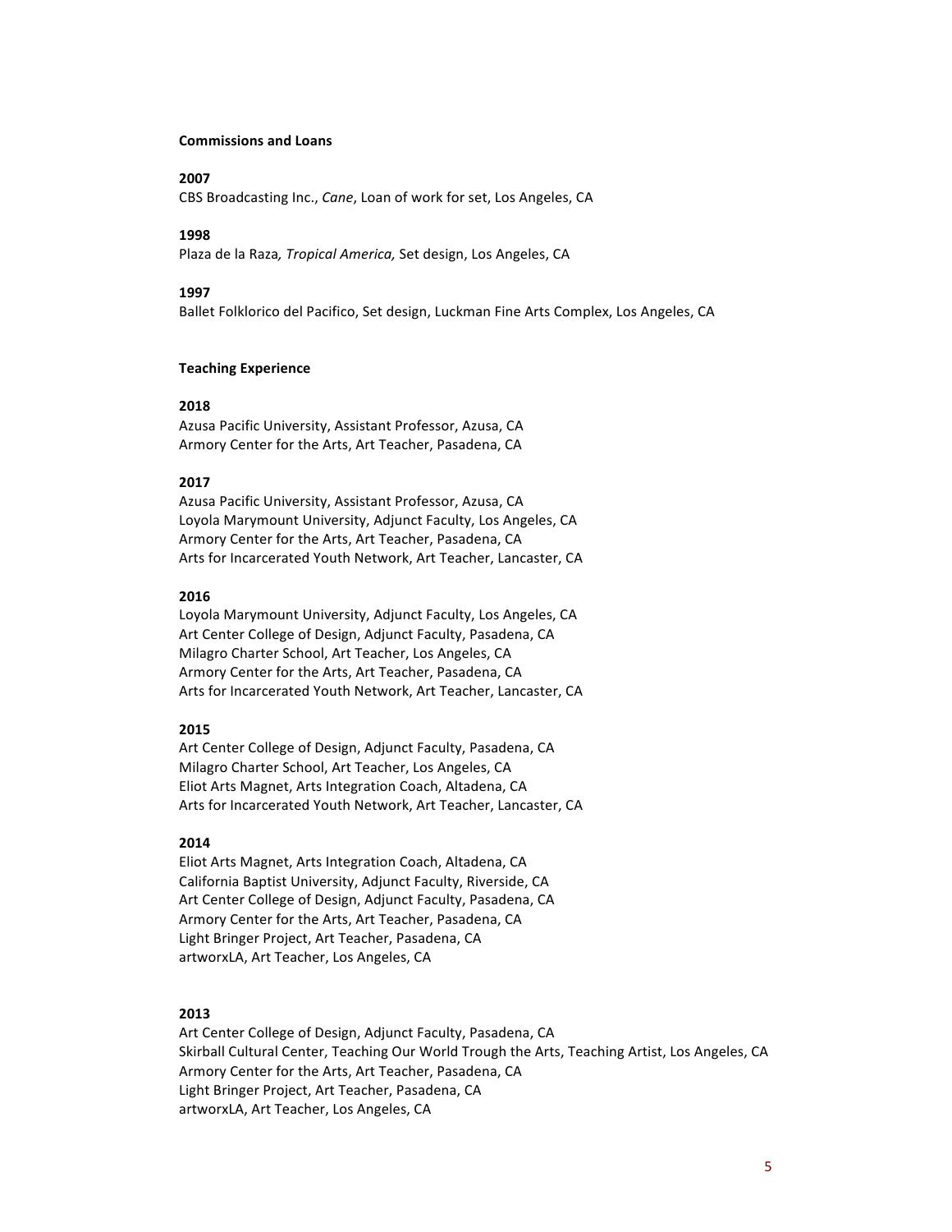**Commissions and Loans**

**2007**
CBS Broadcasting Inc., *Cane*, Loan of work for set, Los Angeles, CA

**1998**
Plaza de la Raza*, Tropical America,* Set design, Los Angeles, CA

**1997**
Ballet Folklorico del Pacifico, Set design, Luckman Fine Arts Complex, Los Angeles, CA

**Teaching Experience**

**2018**
Azusa Pacific University, Assistant Professor, Azusa, CA
Armory Center for the Arts, Art Teacher, Pasadena, CA

**2017**
Azusa Pacific University, Assistant Professor, Azusa, CA
Loyola Marymount University, Adjunct Faculty, Los Angeles, CA
Armory Center for the Arts, Art Teacher, Pasadena, CA
Arts for Incarcerated Youth Network, Art Teacher, Lancaster, CA

**2016**
Loyola Marymount University, Adjunct Faculty, Los Angeles, CA
Art Center College of Design, Adjunct Faculty, Pasadena, CA
Milagro Charter School, Art Teacher, Los Angeles, CA
Armory Center for the Arts, Art Teacher, Pasadena, CA
Arts for Incarcerated Youth Network, Art Teacher, Lancaster, CA

**2015**
Art Center College of Design, Adjunct Faculty, Pasadena, CA
Milagro Charter School, Art Teacher, Los Angeles, CA
Eliot Arts Magnet, Arts Integration Coach, Altadena, CA
Arts for Incarcerated Youth Network, Art Teacher, Lancaster, CA

**2014**
Eliot Arts Magnet, Arts Integration Coach, Altadena, CA
California Baptist University, Adjunct Faculty, Riverside, CA
Art Center College of Design, Adjunct Faculty, Pasadena, CA
Armory Center for the Arts, Art Teacher, Pasadena, CA
Light Bringer Project, Art Teacher, Pasadena, CA
artworxLA, Art Teacher, Los Angeles, CA

**2013**
Art Center College of Design, Adjunct Faculty, Pasadena, CA
Skirball Cultural Center, Teaching Our World Trough the Arts, Teaching Artist, Los Angeles, CA
Armory Center for the Arts, Art Teacher, Pasadena, CA
Light Bringer Project, Art Teacher, Pasadena, CA
artworxLA, Art Teacher, Los Angeles, CA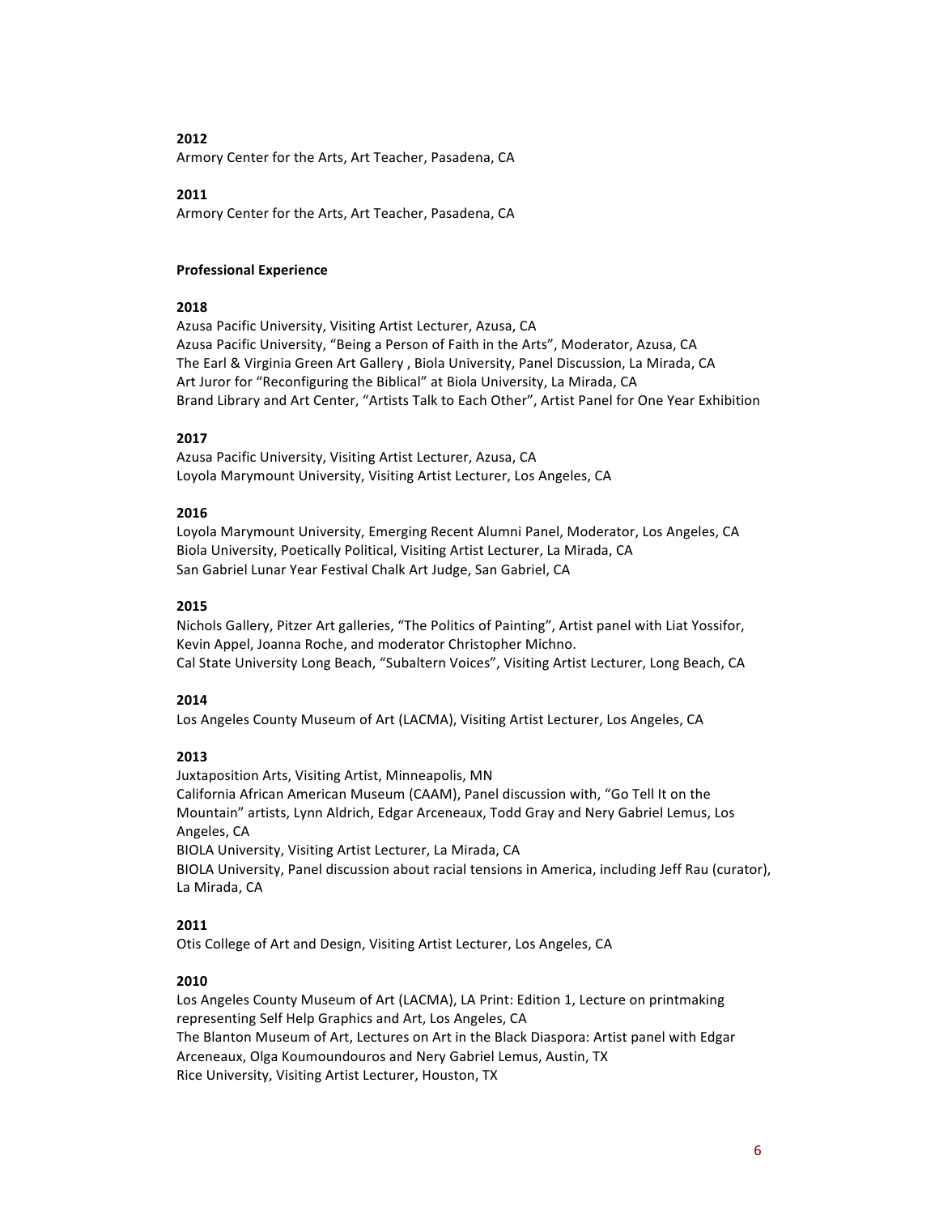**2012**
Armory Center for the Arts, Art Teacher, Pasadena, CA

**2011**
Armory Center for the Arts, Art Teacher, Pasadena, CA

**Professional Experience**

**2018**
Azusa Pacific University, Visiting Artist Lecturer, Azusa, CA
Azusa Pacific University, "Being a Person of Faith in the Arts", Moderator, Azusa, CA
The Earl & Virginia Green Art Gallery , Biola University, Panel Discussion, La Mirada, CA
Art Juror for "Reconfiguring the Biblical" at Biola University, La Mirada, CA
Brand Library and Art Center, "Artists Talk to Each Other", Artist Panel for One Year Exhibition

**2017**
Azusa Pacific University, Visiting Artist Lecturer, Azusa, CA
Loyola Marymount University, Visiting Artist Lecturer, Los Angeles, CA

**2016**
Loyola Marymount University, Emerging Recent Alumni Panel, Moderator, Los Angeles, CA
Biola University, Poetically Political, Visiting Artist Lecturer, La Mirada, CA
San Gabriel Lunar Year Festival Chalk Art Judge, San Gabriel, CA

**2015**
Nichols Gallery, Pitzer Art galleries, "The Politics of Painting", Artist panel with Liat Yossifor, Kevin Appel, Joanna Roche, and moderator Christopher Michno.
Cal State University Long Beach, "Subaltern Voices", Visiting Artist Lecturer, Long Beach, CA

**2014**
Los Angeles County Museum of Art (LACMA), Visiting Artist Lecturer, Los Angeles, CA

**2013**
Juxtaposition Arts, Visiting Artist, Minneapolis, MN
California African American Museum (CAAM), Panel discussion with, "Go Tell It on the Mountain" artists, Lynn Aldrich, Edgar Arceneaux, Todd Gray and Nery Gabriel Lemus, Los Angeles, CA
BIOLA University, Visiting Artist Lecturer, La Mirada, CA
BIOLA University, Panel discussion about racial tensions in America, including Jeff Rau (curator), La Mirada, CA

**2011**
Otis College of Art and Design, Visiting Artist Lecturer, Los Angeles, CA

**2010**
Los Angeles County Museum of Art (LACMA), LA Print: Edition 1, Lecture on printmaking representing Self Help Graphics and Art, Los Angeles, CA
The Blanton Museum of Art, Lectures on Art in the Black Diaspora: Artist panel with Edgar Arceneaux, Olga Koumoundouros and Nery Gabriel Lemus, Austin, TX
Rice University, Visiting Artist Lecturer, Houston, TX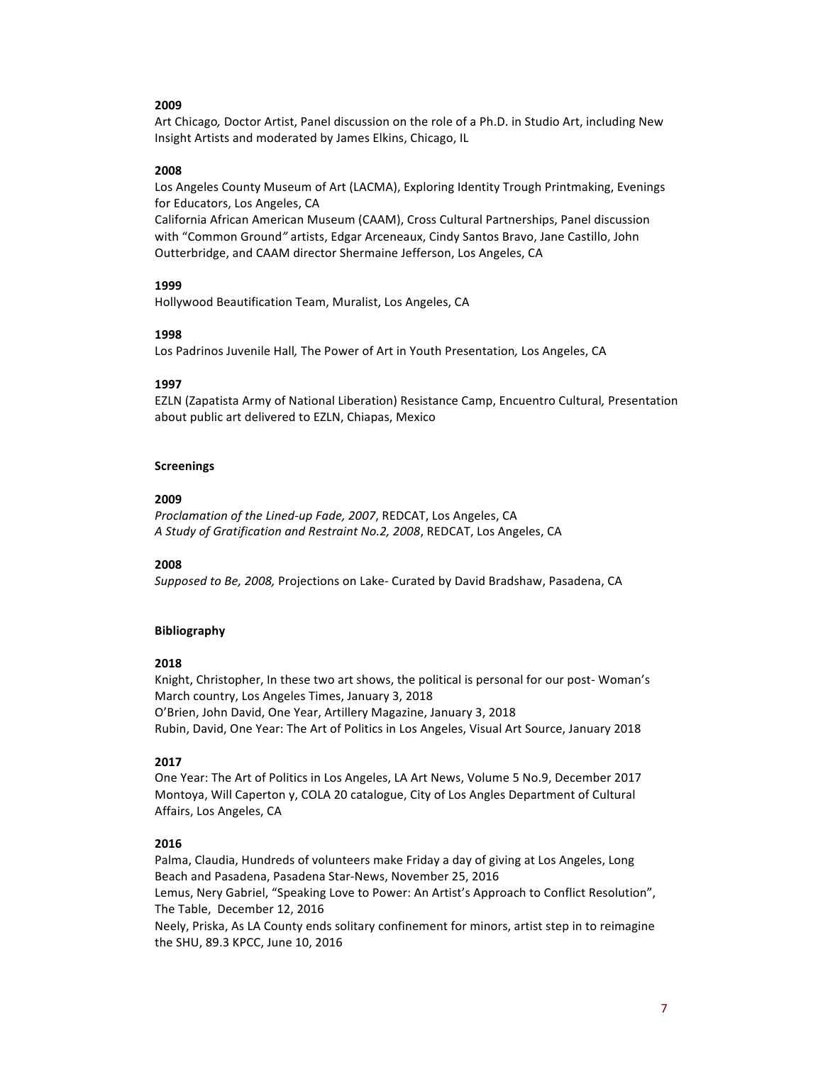**2009**

Art Chicago*,* Doctor Artist, Panel discussion on the role of a Ph.D. in Studio Art, including New Insight Artists and moderated by James Elkins, Chicago, IL

**2008**

Los Angeles County Museum of Art (LACMA), Exploring Identity Trough Printmaking, Evenings for Educators, Los Angeles, CA

California African American Museum (CAAM), Cross Cultural Partnerships, Panel discussion with "Common Ground*"* artists, Edgar Arceneaux, Cindy Santos Bravo, Jane Castillo, John Outterbridge, and CAAM director Shermaine Jefferson, Los Angeles, CA

**1999**

Hollywood Beautification Team, Muralist, Los Angeles, CA

**1998**

Los Padrinos Juvenile Hall*,* The Power of Art in Youth Presentation*,* Los Angeles, CA

**1997**

EZLN (Zapatista Army of National Liberation) Resistance Camp, Encuentro Cultural*,* Presentation about public art delivered to EZLN, Chiapas, Mexico

**Screenings**

**2009**

*Proclamation of the Lined-up Fade, 2007*, REDCAT, Los Angeles, CA

*A Study of Gratification and Restraint No.2, 2008*, REDCAT, Los Angeles, CA

**2008**

*Supposed to Be, 2008,* Projections on Lake- Curated by David Bradshaw, Pasadena, CA

**Bibliography**

**2018**

Knight, Christopher, In these two art shows, the political is personal for our post- Woman's March country, Los Angeles Times, January 3, 2018

O'Brien, John David, One Year, Artillery Magazine, January 3, 2018

Rubin, David, One Year: The Art of Politics in Los Angeles, Visual Art Source, January 2018

**2017**

One Year: The Art of Politics in Los Angeles, LA Art News, Volume 5 No.9, December 2017

Montoya, Will Caperton y, COLA 20 catalogue, City of Los Angles Department of Cultural Affairs, Los Angeles, CA

**2016**

Palma, Claudia, Hundreds of volunteers make Friday a day of giving at Los Angeles, Long Beach and Pasadena, Pasadena Star-News, November 25, 2016

Lemus, Nery Gabriel, "Speaking Love to Power: An Artist's Approach to Conflict Resolution", The Table, December 12, 2016

Neely, Priska, As LA County ends solitary confinement for minors, artist step in to reimagine the SHU, 89.3 KPCC, June 10, 2016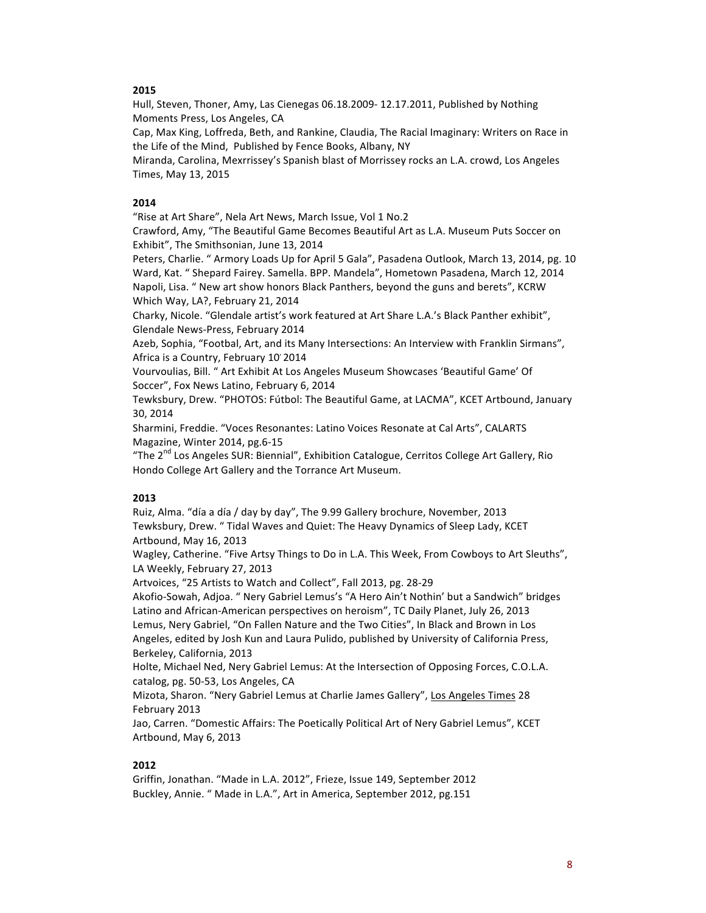**2015**

Hull, Steven, Thoner, Amy, Las Cienegas 06.18.2009- 12.17.2011, Published by Nothing Moments Press, Los Angeles, CA
Cap, Max King, Loffreda, Beth, and Rankine, Claudia, The Racial Imaginary: Writers on Race in the Life of the Mind, Published by Fence Books, Albany, NY
Miranda, Carolina, Mexrrissey's Spanish blast of Morrissey rocks an L.A. crowd, Los Angeles Times, May 13, 2015

**2014**

"Rise at Art Share", Nela Art News, March Issue, Vol 1 No.2
Crawford, Amy, "The Beautiful Game Becomes Beautiful Art as L.A. Museum Puts Soccer on Exhibit", The Smithsonian, June 13, 2014
Peters, Charlie. " Armory Loads Up for April 5 Gala", Pasadena Outlook, March 13, 2014, pg. 10
Ward, Kat. " Shepard Fairey. Samella. BPP. Mandela", Hometown Pasadena, March 12, 2014
Napoli, Lisa. " New art show honors Black Panthers, beyond the guns and berets", KCRW Which Way, LA?, February 21, 2014
Charky, Nicole. "Glendale artist's work featured at Art Share L.A.'s Black Panther exhibit", Glendale News-Press, February 2014
Azeb, Sophia, "Footbal, Art, and its Many Intersections: An Interview with Franklin Sirmans", Africa is a Country, February 10' 2014
Vourvoulias, Bill. " Art Exhibit At Los Angeles Museum Showcases 'Beautiful Game' Of Soccer", Fox News Latino, February 6, 2014
Tewksbury, Drew. "PHOTOS: Fútbol: The Beautiful Game, at LACMA", KCET Artbound, January 30, 2014
Sharmini, Freddie. "Voces Resonantes: Latino Voices Resonate at Cal Arts", CALARTS Magazine, Winter 2014, pg.6-15
"The 2nd Los Angeles SUR: Biennial", Exhibition Catalogue, Cerritos College Art Gallery, Rio Hondo College Art Gallery and the Torrance Art Museum.

**2013**

Ruiz, Alma. "día a día / day by day", The 9.99 Gallery brochure, November, 2013
Tewksbury, Drew. " Tidal Waves and Quiet: The Heavy Dynamics of Sleep Lady, KCET Artbound, May 16, 2013
Wagley, Catherine. "Five Artsy Things to Do in L.A. This Week, From Cowboys to Art Sleuths", LA Weekly, February 27, 2013
Artvoices, "25 Artists to Watch and Collect", Fall 2013, pg. 28-29
Akofio-Sowah, Adjoa. " Nery Gabriel Lemus's "A Hero Ain't Nothin' but a Sandwich" bridges Latino and African-American perspectives on heroism", TC Daily Planet, July 26, 2013
Lemus, Nery Gabriel, "On Fallen Nature and the Two Cities", In Black and Brown in Los Angeles, edited by Josh Kun and Laura Pulido, published by University of California Press, Berkeley, California, 2013
Holte, Michael Ned, Nery Gabriel Lemus: At the Intersection of Opposing Forces, C.O.L.A. catalog, pg. 50-53, Los Angeles, CA
Mizota, Sharon. "Nery Gabriel Lemus at Charlie James Gallery", Los Angeles Times 28 February 2013
Jao, Carren. "Domestic Affairs: The Poetically Political Art of Nery Gabriel Lemus", KCET Artbound, May 6, 2013

**2012**

Griffin, Jonathan. "Made in L.A. 2012", Frieze, Issue 149, September 2012
Buckley, Annie. " Made in L.A.", Art in America, September 2012, pg.151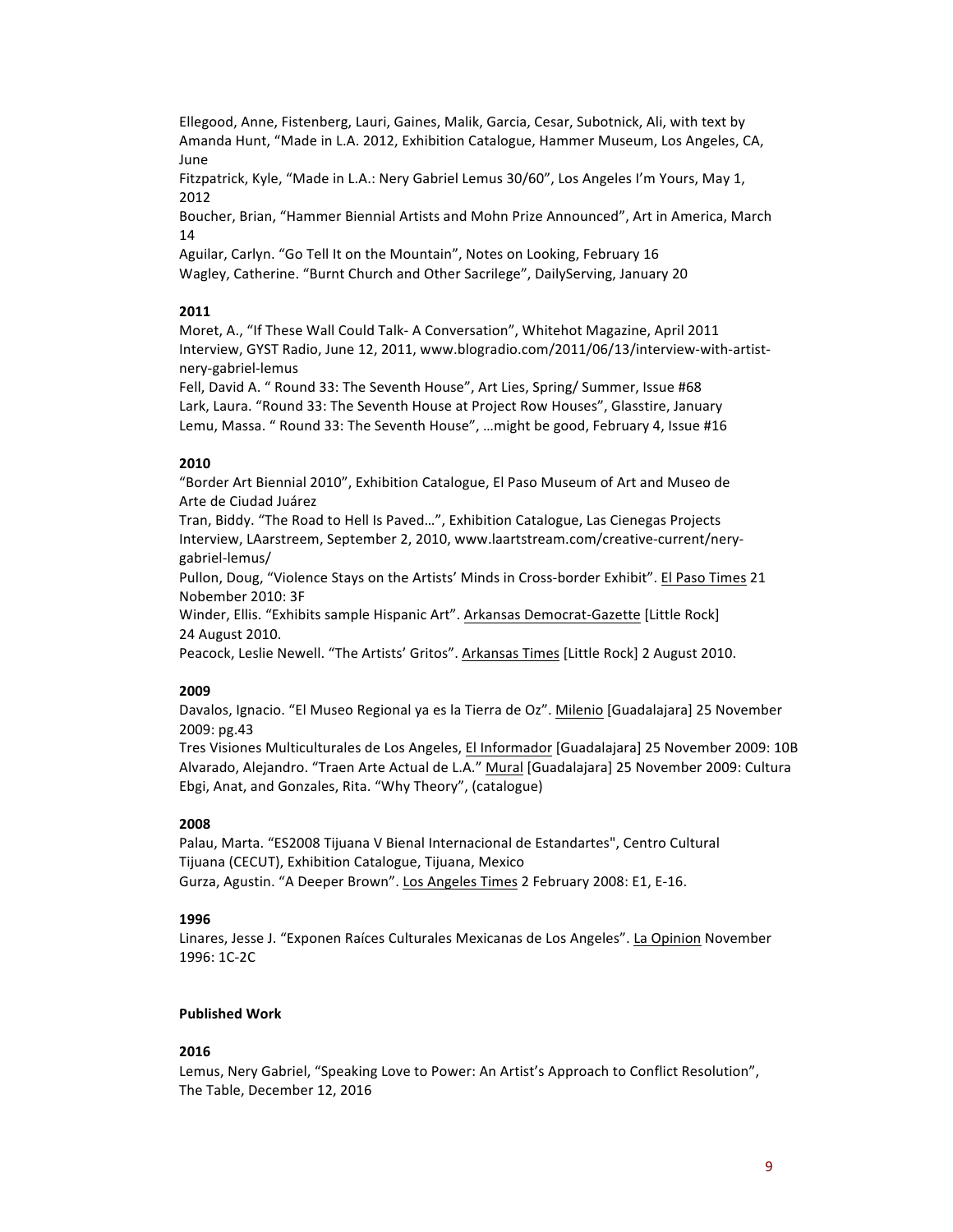Ellegood, Anne, Fistenberg, Lauri, Gaines, Malik, Garcia, Cesar, Subotnick, Ali, with text by Amanda Hunt, "Made in L.A. 2012, Exhibition Catalogue, Hammer Museum, Los Angeles, CA, June

Fitzpatrick, Kyle, "Made in L.A.: Nery Gabriel Lemus 30/60", Los Angeles I'm Yours, May 1, 2012

Boucher, Brian, "Hammer Biennial Artists and Mohn Prize Announced", Art in America, March 14

Aguilar, Carlyn. "Go Tell It on the Mountain", Notes on Looking, February 16

Wagley, Catherine. "Burnt Church and Other Sacrilege", DailyServing, January 20

**2011**

Moret, A., "If These Wall Could Talk- A Conversation", Whitehot Magazine, April 2011

Interview, GYST Radio, June 12, 2011, www.blogradio.com/2011/06/13/interview-with-artist-nery-gabriel-lemus

Fell, David A. " Round 33: The Seventh House", Art Lies, Spring/ Summer, Issue #68

Lark, Laura. "Round 33: The Seventh House at Project Row Houses", Glasstire, January

Lemu, Massa. " Round 33: The Seventh House", …might be good, February 4, Issue #16

**2010**

"Border Art Biennial 2010", Exhibition Catalogue, El Paso Museum of Art and Museo de Arte de Ciudad Juárez

Tran, Biddy. "The Road to Hell Is Paved…", Exhibition Catalogue, Las Cienegas Projects

Interview, LAarstreem, September 2, 2010, www.laartstream.com/creative-current/nery-gabriel-lemus/

Pullon, Doug, "Violence Stays on the Artists' Minds in Cross-border Exhibit". El Paso Times 21 Nobember 2010: 3F

Winder, Ellis. "Exhibits sample Hispanic Art". Arkansas Democrat-Gazette [Little Rock] 24 August 2010.

Peacock, Leslie Newell. "The Artists' Gritos". Arkansas Times [Little Rock] 2 August 2010.

**2009**

Davalos, Ignacio. "El Museo Regional ya es la Tierra de Oz". Milenio [Guadalajara] 25 November 2009: pg.43

Tres Visiones Multiculturales de Los Angeles, El Informador [Guadalajara] 25 November 2009: 10B

Alvarado, Alejandro. "Traen Arte Actual de L.A." Mural [Guadalajara] 25 November 2009: Cultura

Ebgi, Anat, and Gonzales, Rita. "Why Theory", (catalogue)

**2008**

Palau, Marta. "ES2008 Tijuana V Bienal Internacional de Estandartes", Centro Cultural Tijuana (CECUT), Exhibition Catalogue, Tijuana, Mexico

Gurza, Agustin. "A Deeper Brown". Los Angeles Times 2 February 2008: E1, E-16.

**1996**

Linares, Jesse J. "Exponen Raíces Culturales Mexicanas de Los Angeles". La Opinion November 1996: 1C-2C

**Published Work**

**2016**

Lemus, Nery Gabriel, "Speaking Love to Power: An Artist's Approach to Conflict Resolution", The Table, December 12, 2016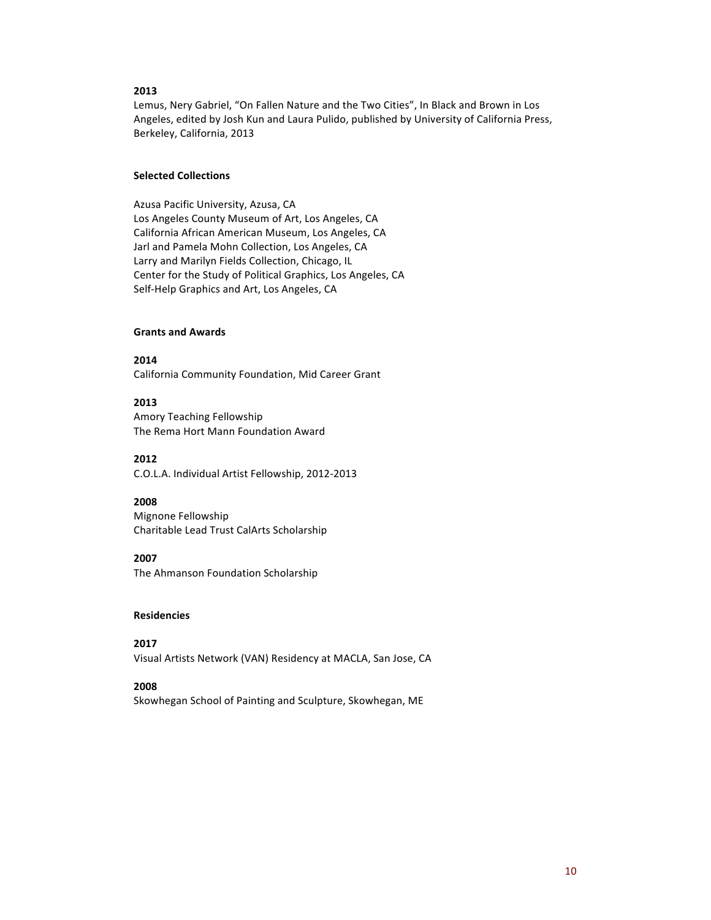**2013**
Lemus, Nery Gabriel, "On Fallen Nature and the Two Cities", In Black and Brown in Los Angeles, edited by Josh Kun and Laura Pulido, published by University of California Press, Berkeley, California, 2013

**Selected Collections**

Azusa Pacific University, Azusa, CA
Los Angeles County Museum of Art, Los Angeles, CA
California African American Museum, Los Angeles, CA
Jarl and Pamela Mohn Collection, Los Angeles, CA
Larry and Marilyn Fields Collection, Chicago, IL
Center for the Study of Political Graphics, Los Angeles, CA
Self-Help Graphics and Art, Los Angeles, CA

**Grants and Awards**

**2014**
California Community Foundation, Mid Career Grant

**2013**
Amory Teaching Fellowship
The Rema Hort Mann Foundation Award

**2012**
C.O.L.A. Individual Artist Fellowship, 2012-2013

**2008**
Mignone Fellowship
Charitable Lead Trust CalArts Scholarship

**2007**
The Ahmanson Foundation Scholarship

**Residencies**

**2017**
Visual Artists Network (VAN) Residency at MACLA, San Jose, CA

**2008**
Skowhegan School of Painting and Sculpture, Skowhegan, ME